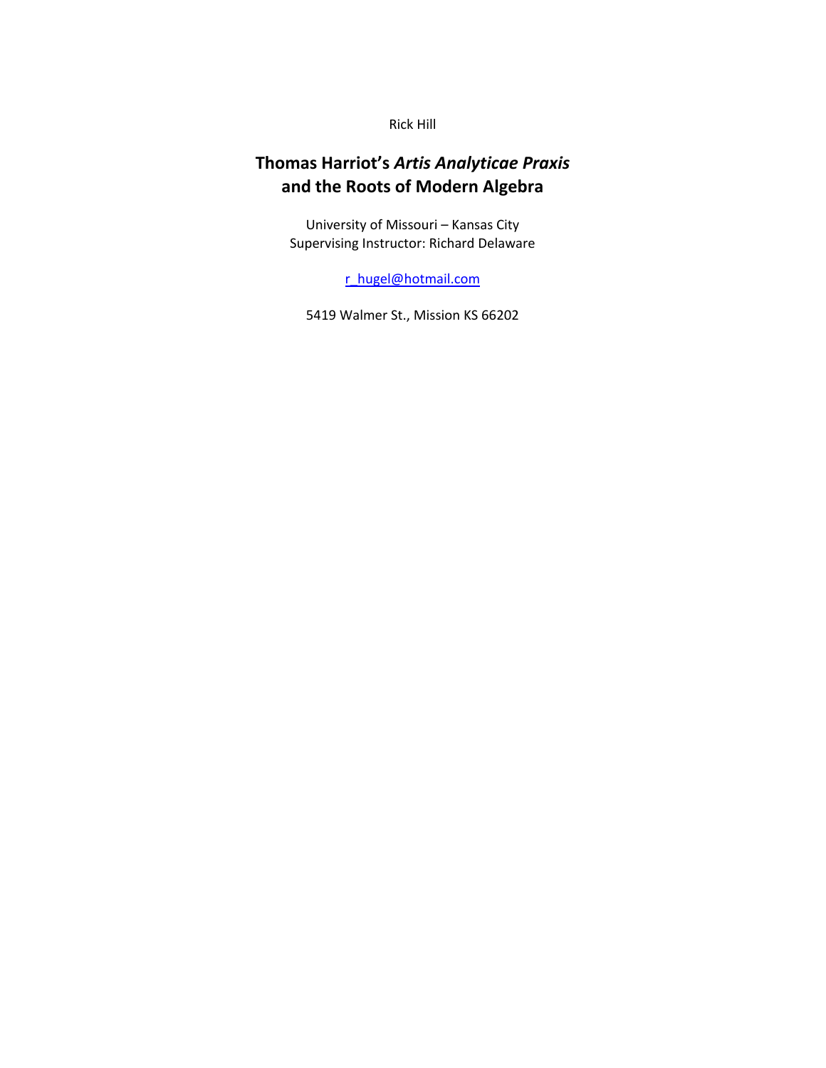Rick Hill

# Thomas Harriot's *Artis Analyticae Praxis* and the Roots of Modern Algebra

University of Missouri – Kansas City
Supervising Instructor: Richard Delaware

r_hugel@hotmail.com

5419 Walmer St., Mission KS 66202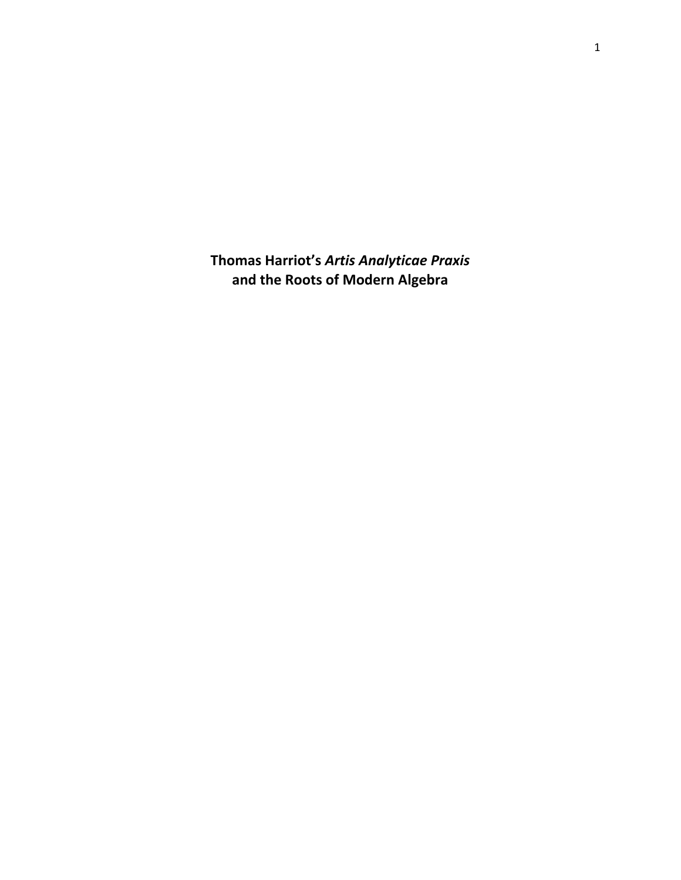# Thomas Harriot's *Artis Analyticae Praxis* and the Roots of Modern Algebra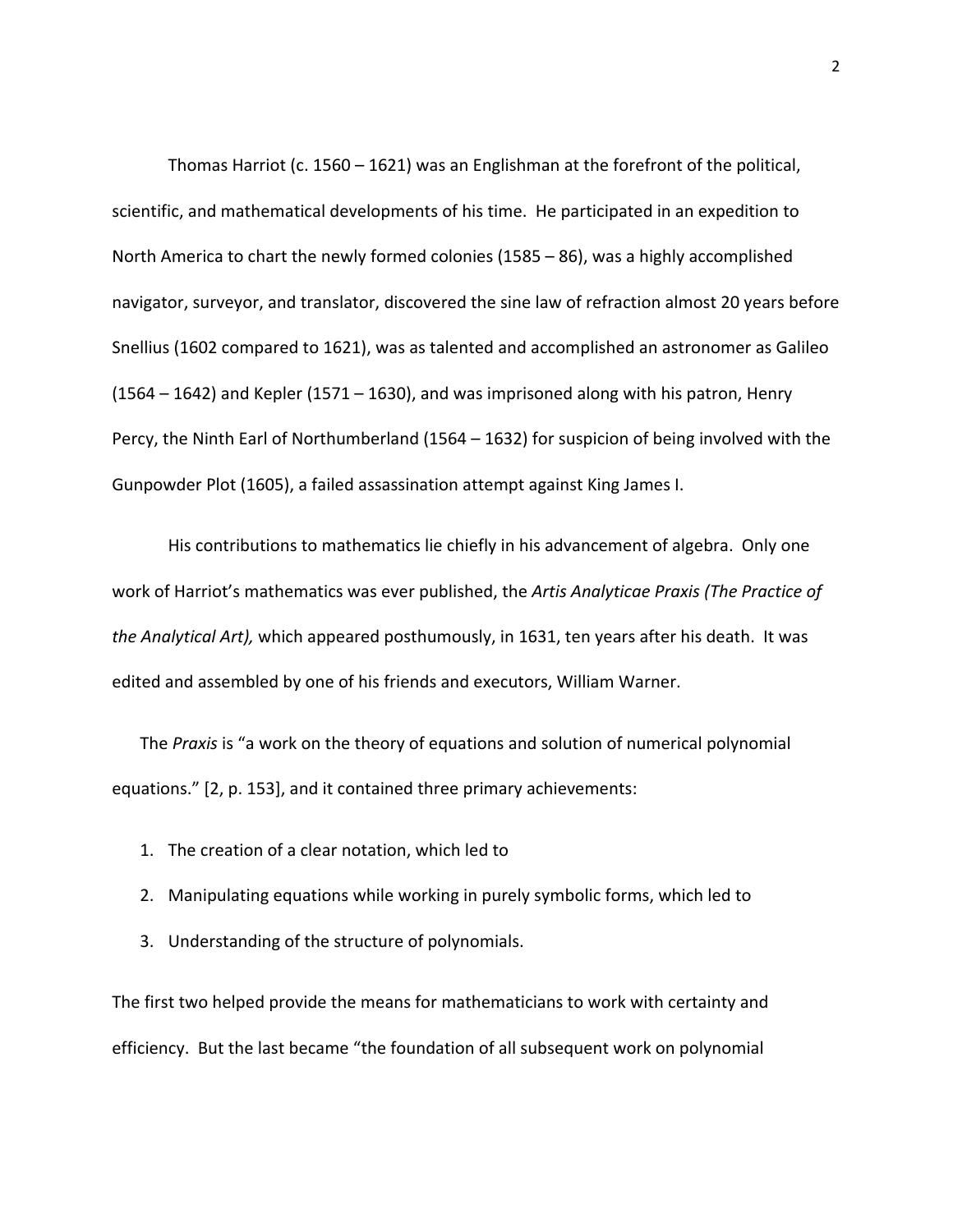Thomas Harriot (c. 1560 – 1621) was an Englishman at the forefront of the political, scientific, and mathematical developments of his time. He participated in an expedition to North America to chart the newly formed colonies (1585 – 86), was a highly accomplished navigator, surveyor, and translator, discovered the sine law of refraction almost 20 years before Snellius (1602 compared to 1621), was as talented and accomplished an astronomer as Galileo (1564 – 1642) and Kepler (1571 – 1630), and was imprisoned along with his patron, Henry Percy, the Ninth Earl of Northumberland (1564 – 1632) for suspicion of being involved with the Gunpowder Plot (1605), a failed assassination attempt against King James I.

His contributions to mathematics lie chiefly in his advancement of algebra. Only one work of Harriot's mathematics was ever published, the *Artis Analyticae Praxis (The Practice of the Analytical Art),* which appeared posthumously, in 1631, ten years after his death. It was edited and assembled by one of his friends and executors, William Warner.

The *Praxis* is "a work on the theory of equations and solution of numerical polynomial equations." [2, p. 153], and it contained three primary achievements:

1. The creation of a clear notation, which led to
2. Manipulating equations while working in purely symbolic forms, which led to
3. Understanding of the structure of polynomials.

The first two helped provide the means for mathematicians to work with certainty and efficiency. But the last became "the foundation of all subsequent work on polynomial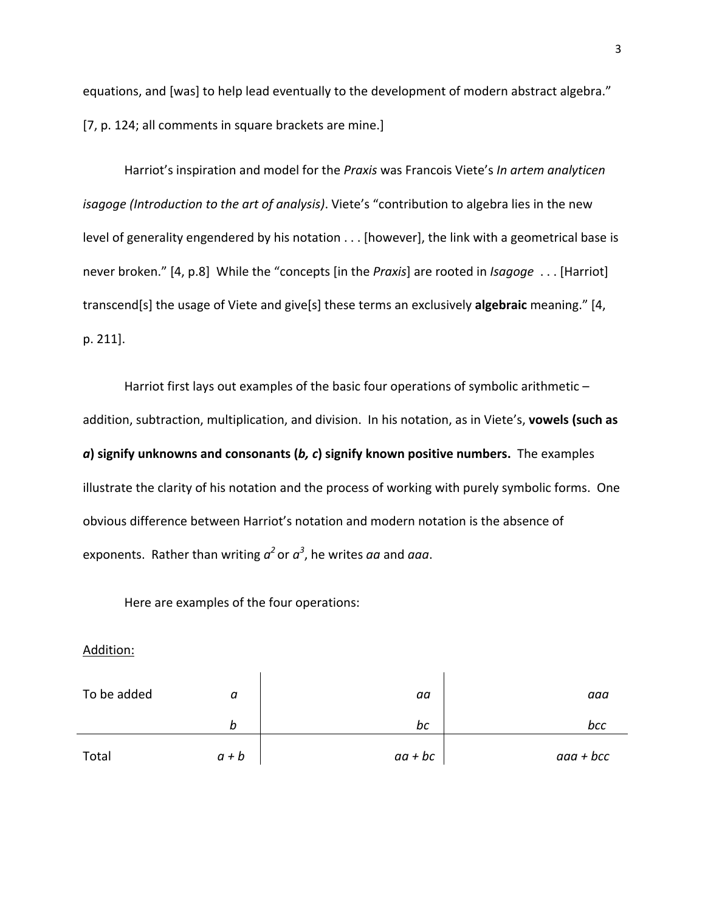equations, and [was] to help lead eventually to the development of modern abstract algebra." [7, p. 124; all comments in square brackets are mine.]

Harriot's inspiration and model for the *Praxis* was Francois Viete's *In artem analyticen isagoge (Introduction to the art of analysis)*. Viete's "contribution to algebra lies in the new level of generality engendered by his notation . . . [however], the link with a geometrical base is never broken." [4, p.8] While the "concepts [in the *Praxis*] are rooted in *Isagoge* . . . [Harriot] transcend[s] the usage of Viete and give[s] these terms an exclusively **algebraic** meaning." [4, p. 211].

Harriot first lays out examples of the basic four operations of symbolic arithmetic – addition, subtraction, multiplication, and division. In his notation, as in Viete's, **vowels (such as *a*) signify unknowns and consonants (*b, c*) signify known positive numbers.** The examples illustrate the clarity of his notation and the process of working with purely symbolic forms. One obvious difference between Harriot's notation and modern notation is the absence of exponents. Rather than writing $a^2$ or $a^3$, he writes *aa* and *aaa*.

Here are examples of the four operations:

Addition:

| | | | |
|---|---|---|---|
| To be added | $a$ | $aa$ | $aaa$ |
| | $b$ | $bc$ | $bcc$ |
| Total | $a + b$ | $aa + bc$ | $aaa + bcc$ |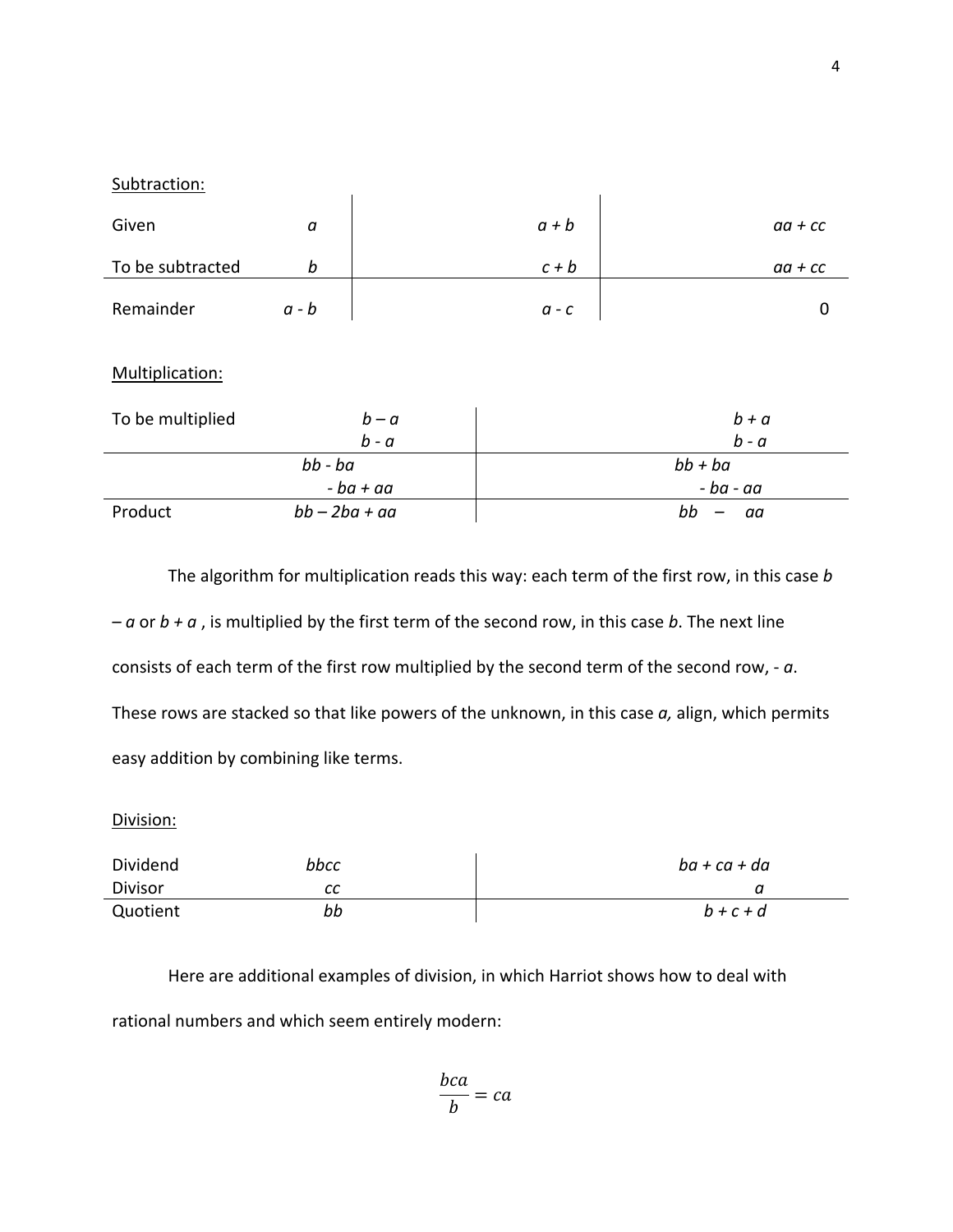Subtraction:

| | | | |
|---|---|---|---|
| Given | *a* | *a + b* | *aa + cc* |
| To be subtracted | *b* | *c + b* | *aa + cc* |
| Remainder | *a - b* | *a - c* | 0 |

Multiplication:

| | | |
|---|---|---|
| To be multiplied | *b – a* | *b + a* |
| | *b - a* | *b - a* |
| | *bb - ba* | *bb + ba* |
| | *- ba + aa* | *- ba - aa* |
| Product | *bb – 2ba + aa* | *bb – aa* |

The algorithm for multiplication reads this way: each term of the first row, in this case *b – a* or *b + a* , is multiplied by the first term of the second row, in this case *b*. The next line consists of each term of the first row multiplied by the second term of the second row, - *a*. These rows are stacked so that like powers of the unknown, in this case *a,* align, which permits easy addition by combining like terms.

Division:

| | | |
|---|---|---|
| Dividend | *bbcc* | *ba + ca + da* |
| Divisor | *cc* | *a* |
| Quotient | *bb* | *b + c + d* |

Here are additional examples of division, in which Harriot shows how to deal with rational numbers and which seem entirely modern:

$$\frac{bca}{b} = ca$$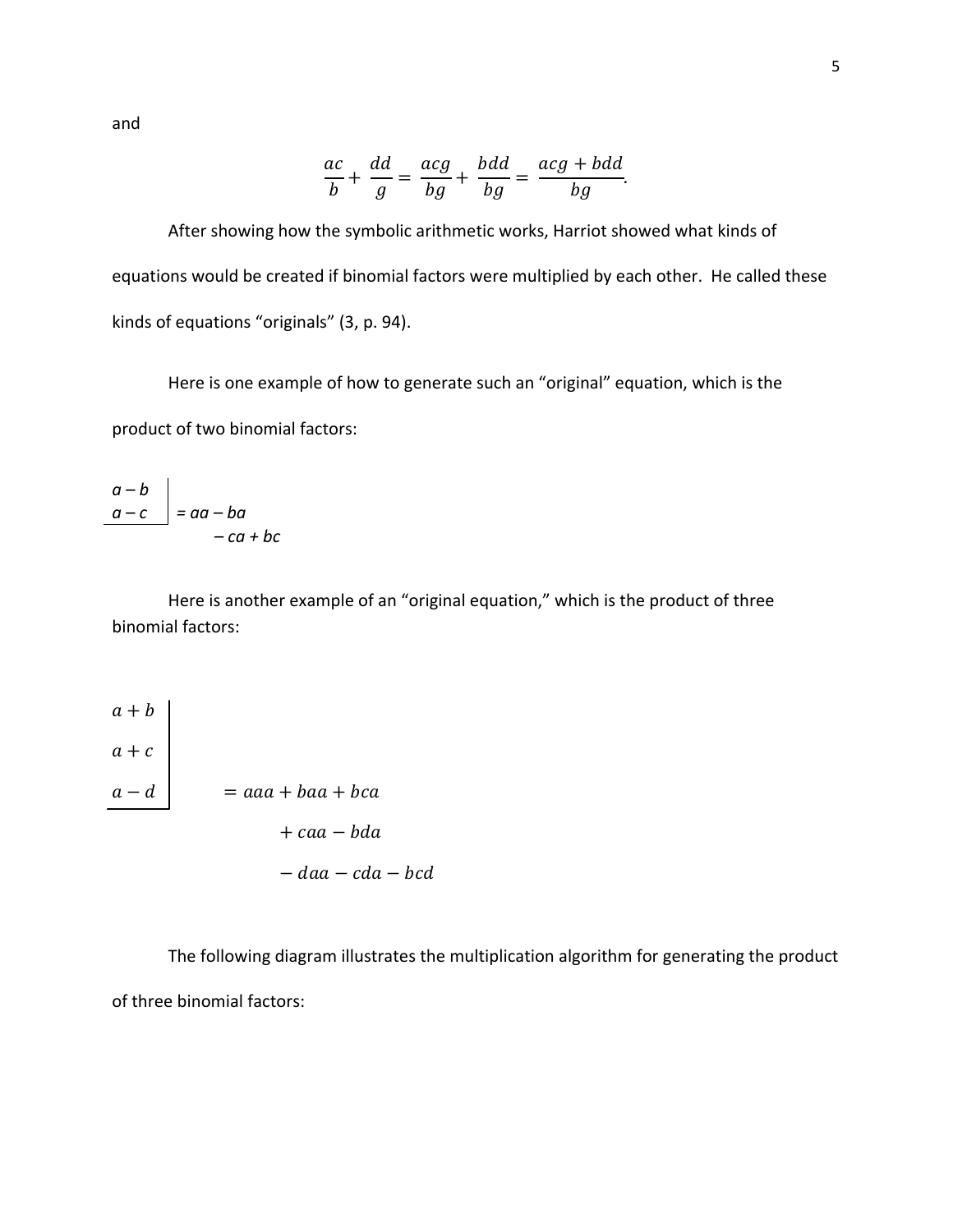and

$$\frac{ac}{b} + \frac{dd}{g} = \frac{acg}{bg} + \frac{bdd}{bg} = \frac{acg + bdd}{bg}.$$

After showing how the symbolic arithmetic works, Harriot showed what kinds of equations would be created if binomial factors were multiplied by each other. He called these kinds of equations "originals" (3, p. 94).

Here is one example of how to generate such an "original" equation, which is the product of two binomial factors:

$$\left.\begin{array}{l} a - b \\ \underline{a - c} \end{array}\right| = \begin{array}{l} aa - ba \\ \quad - ca + bc \end{array}$$

Here is another example of an "original equation," which is the product of three binomial factors:

$$\left.\begin{array}{l} a + b \\ a + c \\ \underline{a - d} \end{array}\right| \quad = \begin{array}{l} aaa + baa + bca \\ \quad + caa - bda \\ \quad - daa - cda - bcd \end{array}$$

The following diagram illustrates the multiplication algorithm for generating the product of three binomial factors: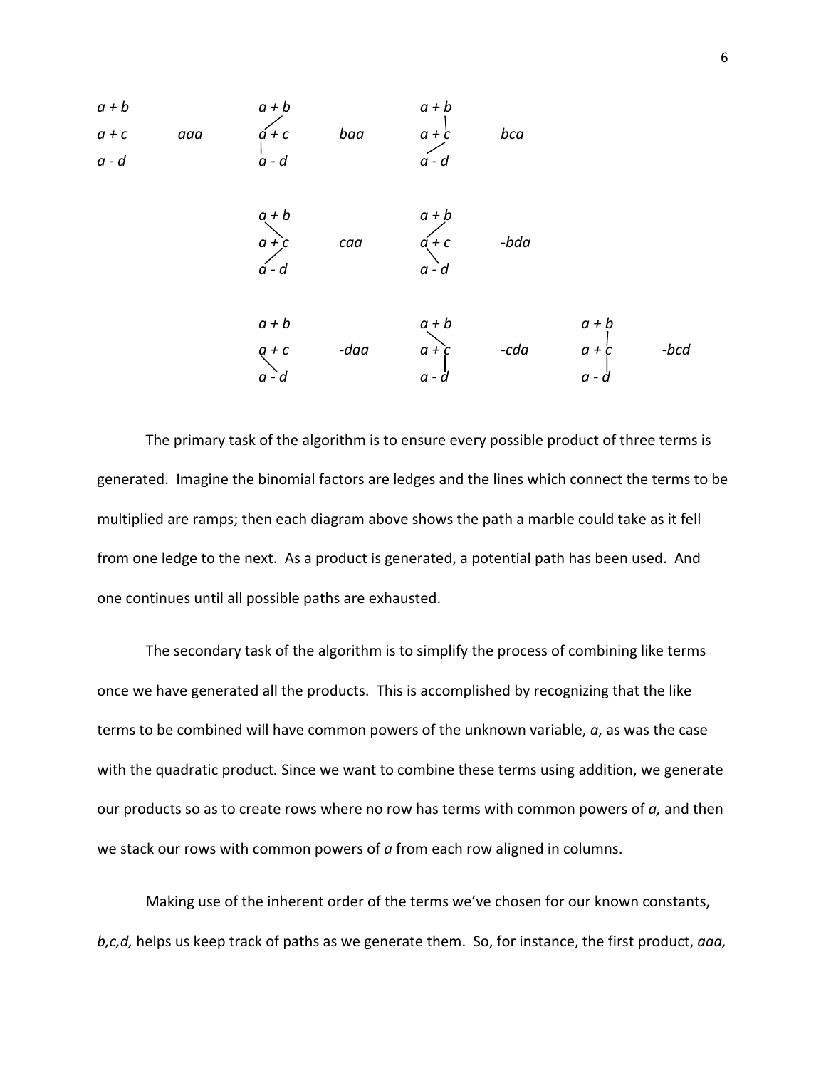| Diagram | Product | Diagram | Product | Diagram | Product | Diagram | Product |
|---|---|---|---|---|---|---|---|
| $a+b$ \| $a+c$ \| $a-d$ | $aaa$ | $a+b$ / $a+c$ \| $a-d$ | $baa$ | $a+b$ \| $a+c$ / $a-d$ | $bca$ | | |
| | | $a+b$ \ $a+c$ / $a-d$ | $caa$ | $a+b$ / $a+c$ \ $a-d$ | $-bda$ | | |
| | | $a+b$ \| $a+c$ \ $a-d$ | $-daa$ | $a+b$ \ $a+c$ \| $a-d$ | $-cda$ | $a+b$ \| $a+c$ \| $a-d$ | $-bcd$ |

The primary task of the algorithm is to ensure every possible product of three terms is generated. Imagine the binomial factors are ledges and the lines which connect the terms to be multiplied are ramps; then each diagram above shows the path a marble could take as it fell from one ledge to the next. As a product is generated, a potential path has been used. And one continues until all possible paths are exhausted.

The secondary task of the algorithm is to simplify the process of combining like terms once we have generated all the products. This is accomplished by recognizing that the like terms to be combined will have common powers of the unknown variable, $a$, as was the case with the quadratic product*.* Since we want to combine these terms using addition, we generate our products so as to create rows where no row has terms with common powers of $a$*,* and then we stack our rows with common powers of $a$ from each row aligned in columns.

Making use of the inherent order of the terms we've chosen for our known constants, $b,c,d,$ helps us keep track of paths as we generate them. So, for instance, the first product, $aaa$*,*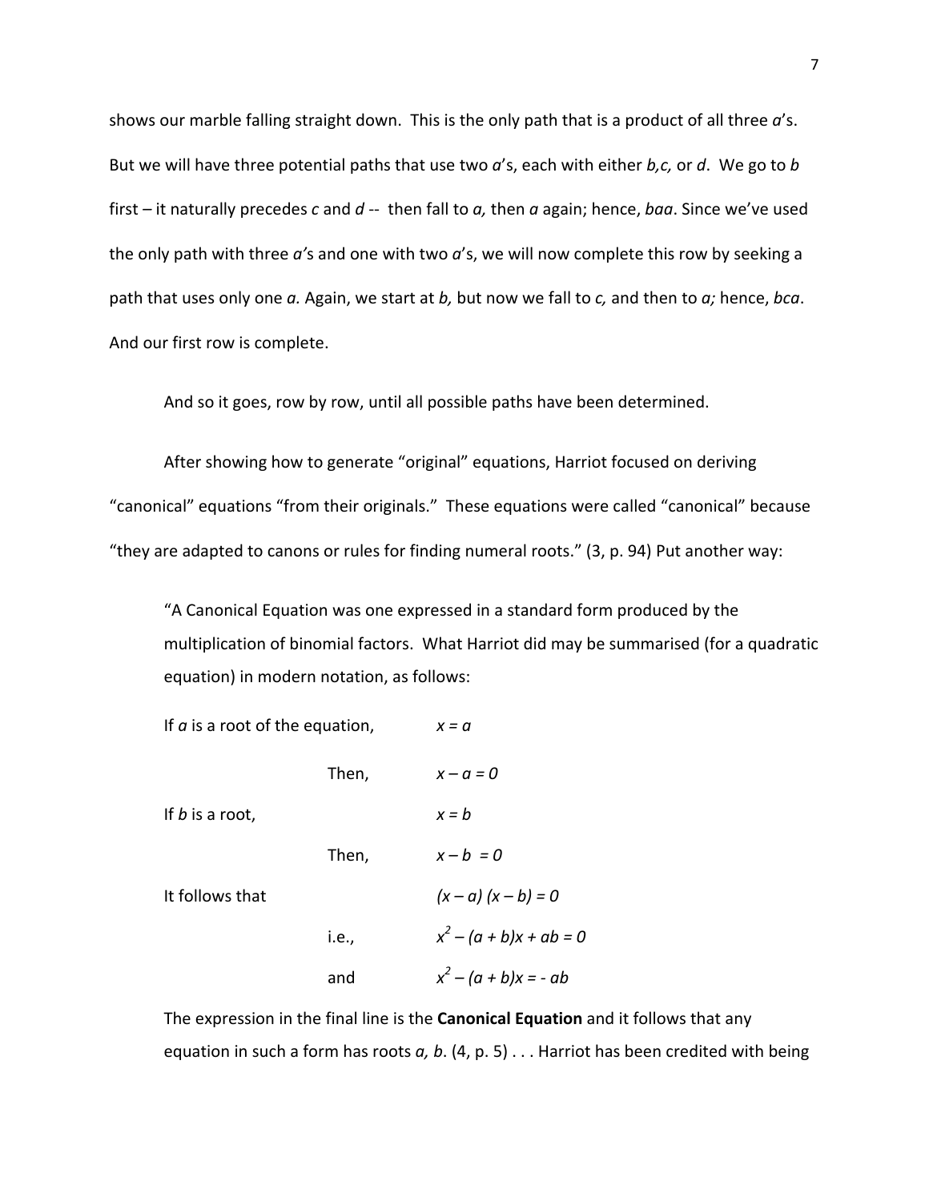shows our marble falling straight down. This is the only path that is a product of all three $a$'s. But we will have three potential paths that use two $a$'s, each with either $b, c,$ or $d$. We go to $b$ first – it naturally precedes $c$ and $d$ -- then fall to $a$, then $a$ again; hence, $baa$. Since we've used the only path with three $a$'s and one with two $a$'s, we will now complete this row by seeking a path that uses only one $a$. Again, we start at $b$, but now we fall to $c$, and then to $a$; hence, $bca$. And our first row is complete.

And so it goes, row by row, until all possible paths have been determined.

After showing how to generate "original" equations, Harriot focused on deriving "canonical" equations "from their originals." These equations were called "canonical" because "they are adapted to canons or rules for finding numeral roots." (3, p. 94) Put another way:

> "A Canonical Equation was one expressed in a standard form produced by the multiplication of binomial factors. What Harriot did may be summarised (for a quadratic equation) in modern notation, as follows:
>
> If $a$ is a root of the equation, $\quad x = a$
>
> Then, $\quad x - a = 0$
>
> If $b$ is a root, $\quad x = b$
>
> Then, $\quad x - b = 0$
>
> It follows that $\quad (x - a)(x - b) = 0$
>
> i.e., $\quad x^2 - (a + b)x + ab = 0$
>
> and $\quad x^2 - (a + b)x = -ab$
>
> The expression in the final line is the **Canonical Equation** and it follows that any equation in such a form has roots $a, b$. (4, p. 5) . . . Harriot has been credited with being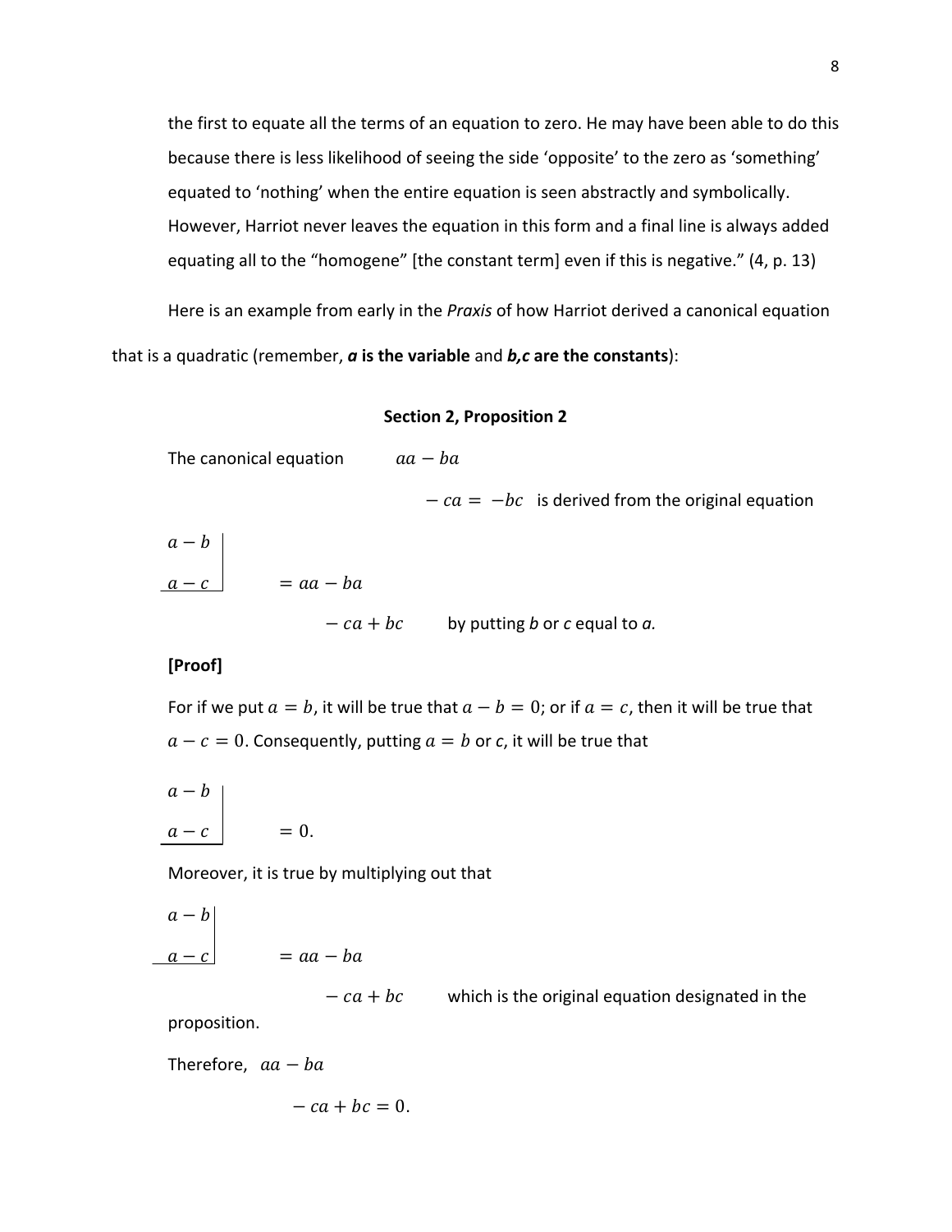the first to equate all the terms of an equation to zero. He may have been able to do this because there is less likelihood of seeing the side 'opposite' to the zero as 'something' equated to 'nothing' when the entire equation is seen abstractly and symbolically. However, Harriot never leaves the equation in this form and a final line is always added equating all to the "homogene" [the constant term] even if this is negative." (4, p. 13)

Here is an example from early in the *Praxis* of how Harriot derived a canonical equation that is a quadratic (remember, ***a* is the variable** and ***b,c* are the constants**):

**Section 2, Proposition 2**

The canonical equation $\begin{array}{l} aa - ba \\ \quad - ca = -bc \end{array}$ is derived from the original equation

$$\left.\begin{array}{l} a - b \\ a - c \end{array}\right| = \begin{array}{l} aa - ba \\ \quad - ca + bc \end{array}$$

by putting *b* or *c* equal to *a.*

**[Proof]**

For if we put $a = b$, it will be true that $a - b = 0$; or if $a = c$, then it will be true that $a - c = 0$. Consequently, putting $a = b$ or *c*, it will be true that

$$\left.\begin{array}{l} a - b \\ a - c \end{array}\right| = 0.$$

Moreover, it is true by multiplying out that

$$\left.\begin{array}{l} a - b \\ a - c \end{array}\right| = \begin{array}{l} aa - ba \\ \quad - ca + bc \end{array}$$

which is the original equation designated in the proposition.

Therefore, $\begin{array}{l} aa - ba \\ \quad - ca + bc = 0. \end{array}$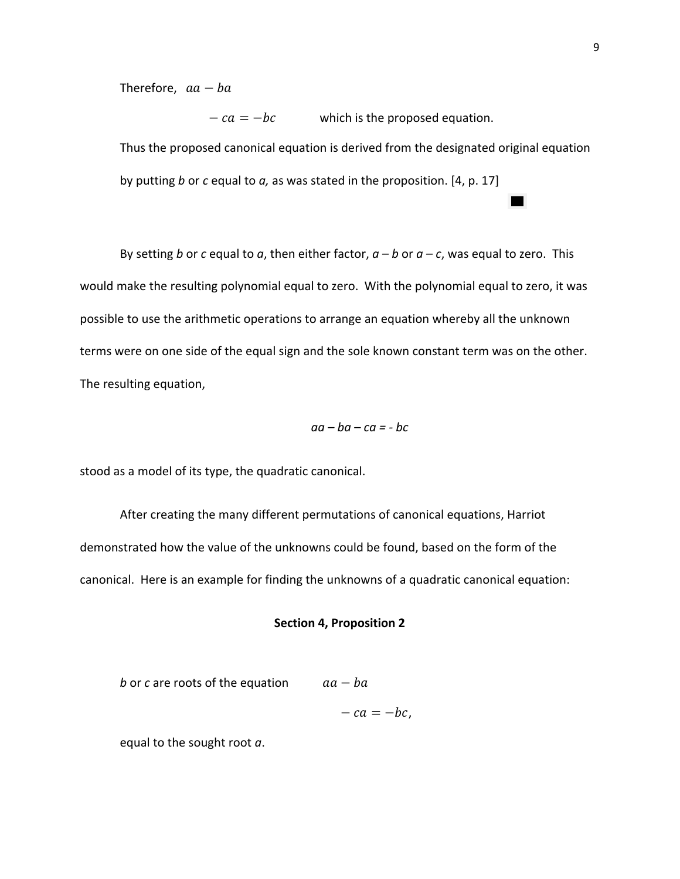Therefore, $aa - ba$

$$- ca = -bc \qquad \text{which is the proposed equation.}$$

Thus the proposed canonical equation is derived from the designated original equation by putting *b* or *c* equal to *a,* as was stated in the proposition. [4, p. 17]

■

By setting *b* or *c* equal to *a*, then either factor, $a - b$ or $a - c$, was equal to zero. This would make the resulting polynomial equal to zero. With the polynomial equal to zero, it was possible to use the arithmetic operations to arrange an equation whereby all the unknown terms were on one side of the equal sign and the sole known constant term was on the other. The resulting equation,

$$aa - ba - ca = - bc$$

stood as a model of its type, the quadratic canonical.

After creating the many different permutations of canonical equations, Harriot demonstrated how the value of the unknowns could be found, based on the form of the canonical. Here is an example for finding the unknowns of a quadratic canonical equation:

**Section 4, Proposition 2**

*b* or *c* are roots of the equation $aa - ba$

$$- ca = -bc,$$

equal to the sought root *a*.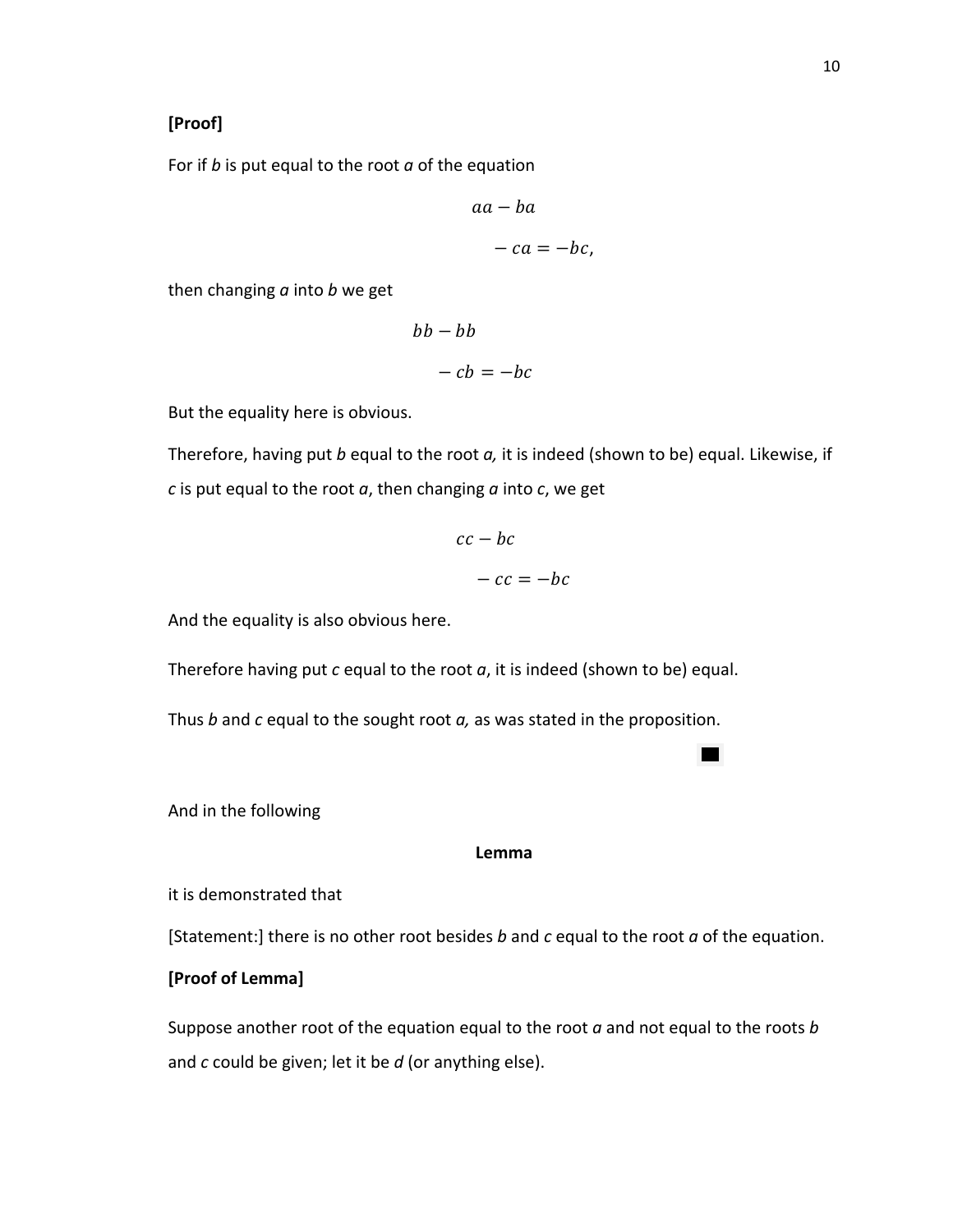**[Proof]**

For if *b* is put equal to the root *a* of the equation

$$aa - ba$$
$$- ca = -bc,$$

then changing *a* into *b* we get

$$bb - bb$$
$$- cb = -bc$$

But the equality here is obvious.

Therefore, having put *b* equal to the root *a,* it is indeed (shown to be) equal. Likewise, if *c* is put equal to the root *a*, then changing *a* into *c*, we get

$$cc - bc$$
$$- cc = -bc$$

And the equality is also obvious here.

Therefore having put *c* equal to the root *a*, it is indeed (shown to be) equal.

Thus *b* and *c* equal to the sought root *a,* as was stated in the proposition.

■

And in the following

**Lemma**

it is demonstrated that

[Statement:] there is no other root besides *b* and *c* equal to the root *a* of the equation.

**[Proof of Lemma]**

Suppose another root of the equation equal to the root *a* and not equal to the roots *b* and *c* could be given; let it be *d* (or anything else).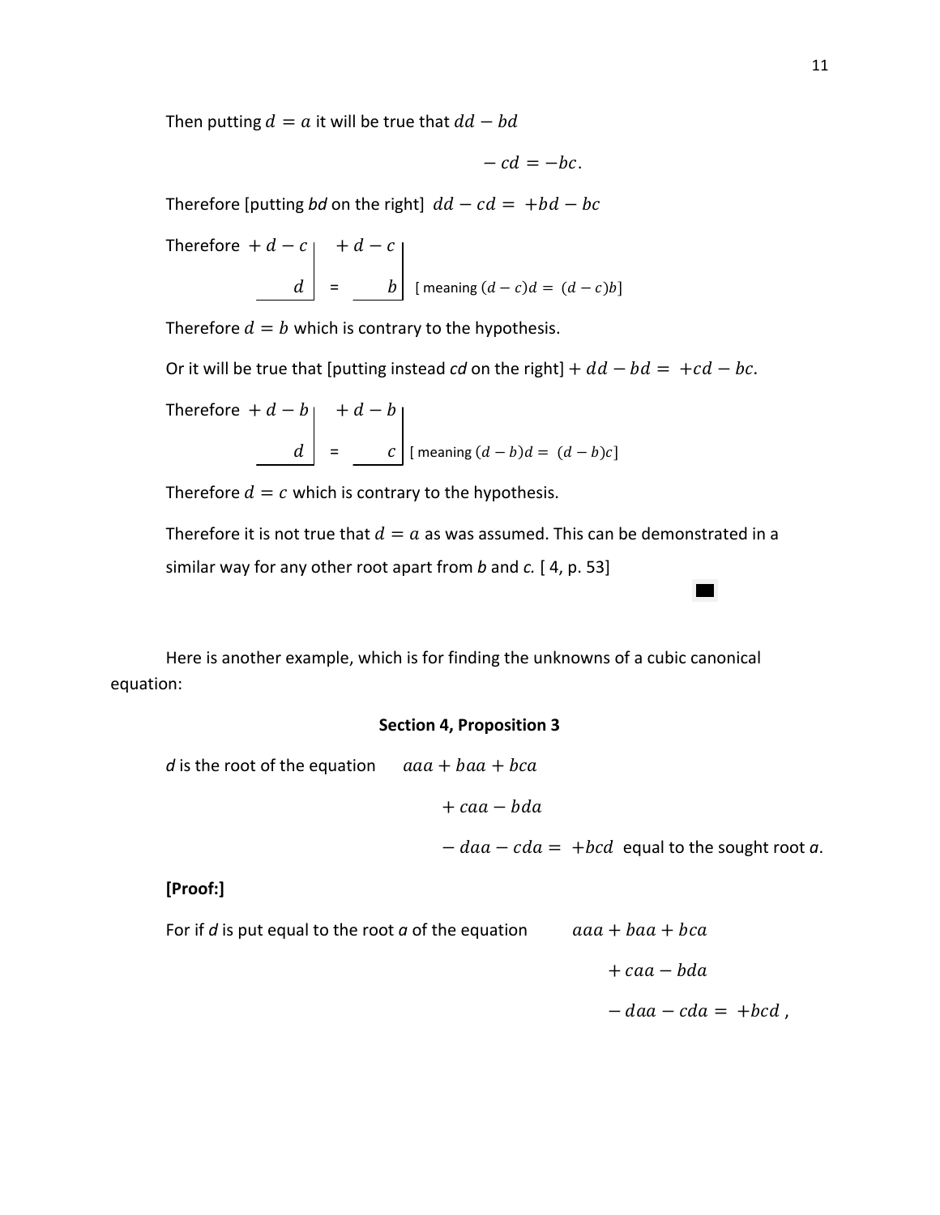Then putting $d = a$ it will be true that $dd - bd$

$$- cd = -bc.$$

Therefore [putting *bd* on the right] $dd - cd = +bd - bc$

Therefore $+d - c \,|\, d = +d - c \,|\, b$ [ meaning $(d - c)d = (d - c)b$]

Therefore $d = b$ which is contrary to the hypothesis.

Or it will be true that [putting instead *cd* on the right] $+dd - bd = +cd - bc$.

Therefore $+d - b \,|\, d = +d - b \,|\, c$ [ meaning $(d - b)d = (d - b)c$]

Therefore $d = c$ which is contrary to the hypothesis.

Therefore it is not true that $d = a$ as was assumed. This can be demonstrated in a similar way for any other root apart from *b* and *c.* [ 4, p. 53]

■

Here is another example, which is for finding the unknowns of a cubic canonical equation:

**Section 4, Proposition 3**

*d* is the root of the equation

$$\begin{aligned} &aaa + baa + bca \\ &+ caa - bda \\ &- daa - cda = +bcd \end{aligned}$$

equal to the sought root ***a***.

**[Proof:]**

For if *d* is put equal to the root *a* of the equation

$$\begin{aligned} &aaa + baa + bca \\ &+ caa - bda \\ &- daa - cda = +bcd\,, \end{aligned}$$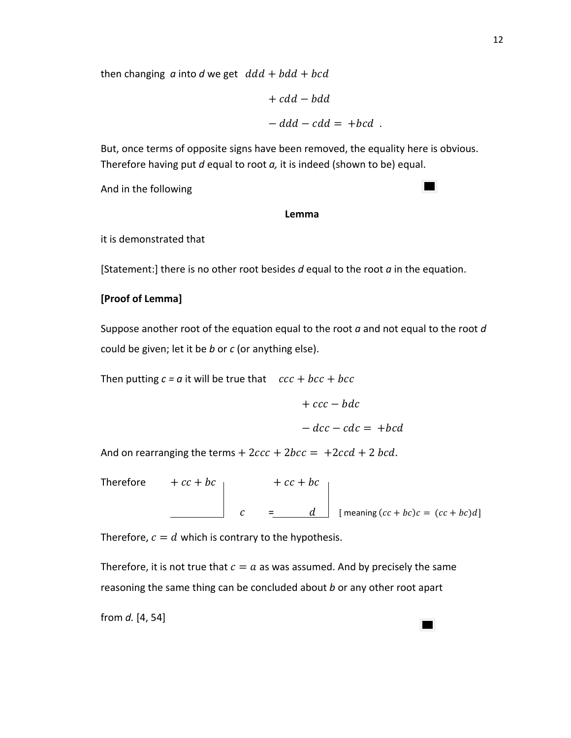then changing *a* into *d* we get $ddd + bdd + bcd$

$$+ cdd - bdd$$

$$- ddd - cdd = +bcd \ .$$

But, once terms of opposite signs have been removed, the equality here is obvious. Therefore having put *d* equal to root *a,* it is indeed (shown to be) equal.

And in the following ■

**Lemma**

it is demonstrated that

[Statement:] there is no other root besides *d* equal to the root *a* in the equation.

**[Proof of Lemma]**

Suppose another root of the equation equal to the root *a* and not equal to the root *d* could be given; let it be *b* or *c* (or anything else).

Then putting *c = a* it will be true that $ccc + bcc + bcc$

$$+ ccc - bdc$$

$$- dcc - cdc = +bcd$$

And on rearranging the terms $+ 2ccc + 2bcc = +2ccd + 2\ bcd$.

Therefore $\dfrac{+ cc + bc}{\qquad} \ c = \dfrac{+ cc + bc}{\qquad} \ d$ [ meaning $(cc + bc)c = (cc + bc)d$]

Therefore, $c = d$ which is contrary to the hypothesis.

Therefore, it is not true that $c = a$ as was assumed. And by precisely the same reasoning the same thing can be concluded about *b* or any other root apart from *d.* [4, 54]

■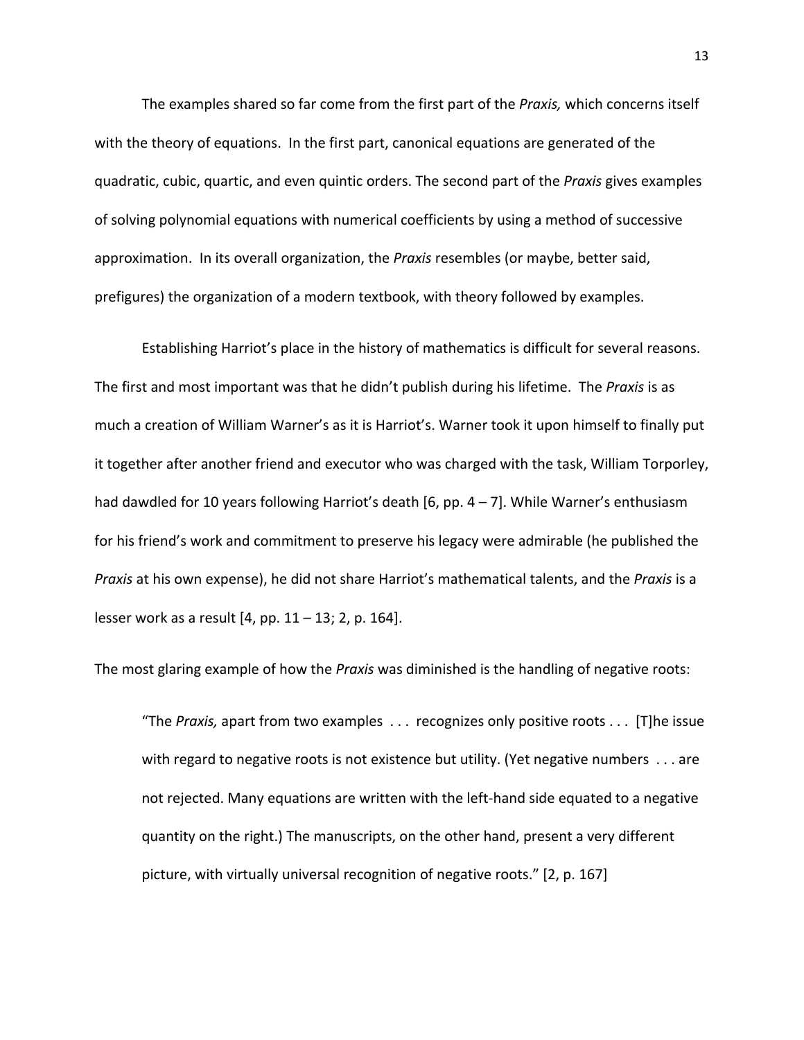The examples shared so far come from the first part of the *Praxis,* which concerns itself with the theory of equations. In the first part, canonical equations are generated of the quadratic, cubic, quartic, and even quintic orders. The second part of the *Praxis* gives examples of solving polynomial equations with numerical coefficients by using a method of successive approximation. In its overall organization, the *Praxis* resembles (or maybe, better said, prefigures) the organization of a modern textbook, with theory followed by examples.

Establishing Harriot's place in the history of mathematics is difficult for several reasons. The first and most important was that he didn't publish during his lifetime. The *Praxis* is as much a creation of William Warner's as it is Harriot's. Warner took it upon himself to finally put it together after another friend and executor who was charged with the task, William Torporley, had dawdled for 10 years following Harriot's death [6, pp. 4 – 7]. While Warner's enthusiasm for his friend's work and commitment to preserve his legacy were admirable (he published the *Praxis* at his own expense), he did not share Harriot's mathematical talents, and the *Praxis* is a lesser work as a result [4, pp. 11 – 13; 2, p. 164].

The most glaring example of how the *Praxis* was diminished is the handling of negative roots:

> "The *Praxis,* apart from two examples . . . recognizes only positive roots . . . [T]he issue with regard to negative roots is not existence but utility. (Yet negative numbers . . . are not rejected. Many equations are written with the left-hand side equated to a negative quantity on the right.) The manuscripts, on the other hand, present a very different picture, with virtually universal recognition of negative roots." [2, p. 167]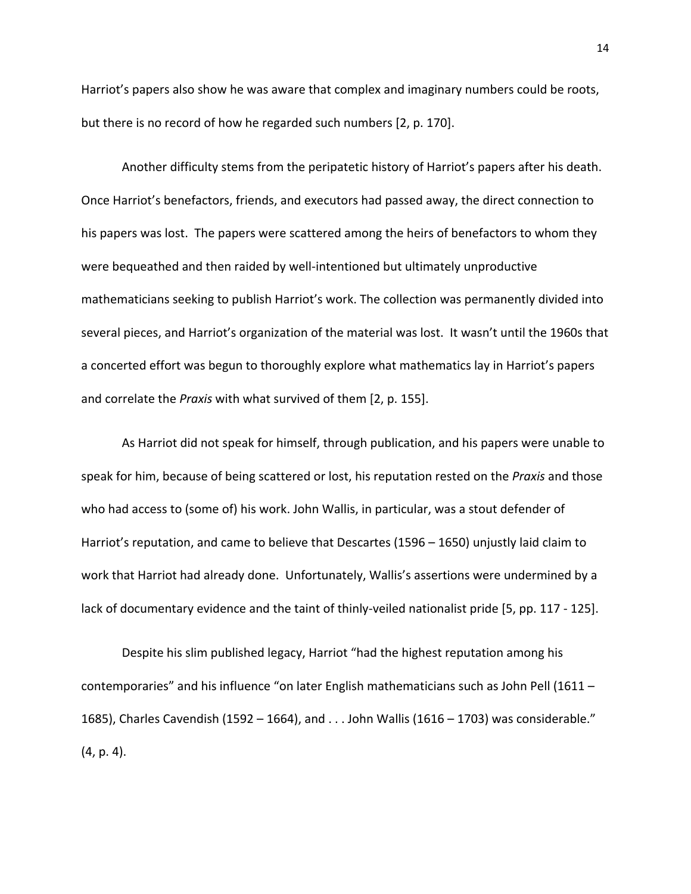Harriot's papers also show he was aware that complex and imaginary numbers could be roots, but there is no record of how he regarded such numbers [2, p. 170].

Another difficulty stems from the peripatetic history of Harriot's papers after his death. Once Harriot's benefactors, friends, and executors had passed away, the direct connection to his papers was lost. The papers were scattered among the heirs of benefactors to whom they were bequeathed and then raided by well-intentioned but ultimately unproductive mathematicians seeking to publish Harriot's work. The collection was permanently divided into several pieces, and Harriot's organization of the material was lost. It wasn't until the 1960s that a concerted effort was begun to thoroughly explore what mathematics lay in Harriot's papers and correlate the *Praxis* with what survived of them [2, p. 155].

As Harriot did not speak for himself, through publication, and his papers were unable to speak for him, because of being scattered or lost, his reputation rested on the *Praxis* and those who had access to (some of) his work. John Wallis, in particular, was a stout defender of Harriot's reputation, and came to believe that Descartes (1596 – 1650) unjustly laid claim to work that Harriot had already done. Unfortunately, Wallis's assertions were undermined by a lack of documentary evidence and the taint of thinly-veiled nationalist pride [5, pp. 117 - 125].

Despite his slim published legacy, Harriot "had the highest reputation among his contemporaries" and his influence "on later English mathematicians such as John Pell (1611 – 1685), Charles Cavendish (1592 – 1664), and . . . John Wallis (1616 – 1703) was considerable." (4, p. 4).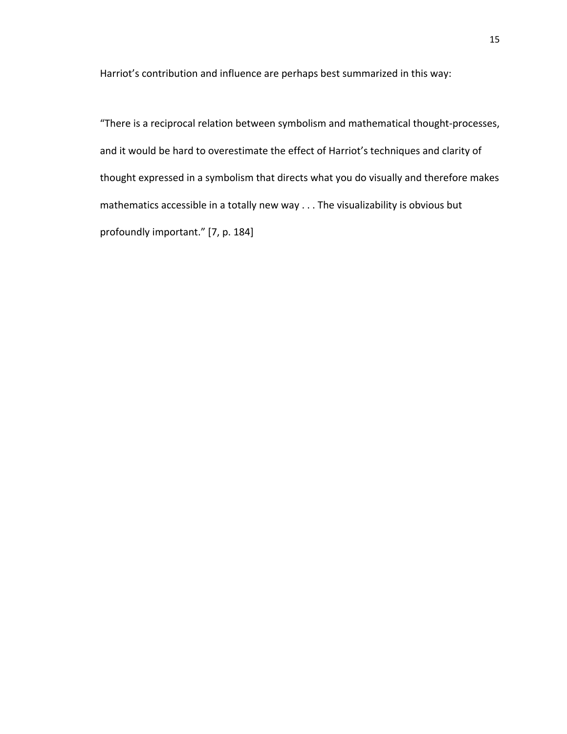Harriot’s contribution and influence are perhaps best summarized in this way:

“There is a reciprocal relation between symbolism and mathematical thought-processes, and it would be hard to overestimate the effect of Harriot’s techniques and clarity of thought expressed in a symbolism that directs what you do visually and therefore makes mathematics accessible in a totally new way . . . The visualizability is obvious but profoundly important.” [7, p. 184]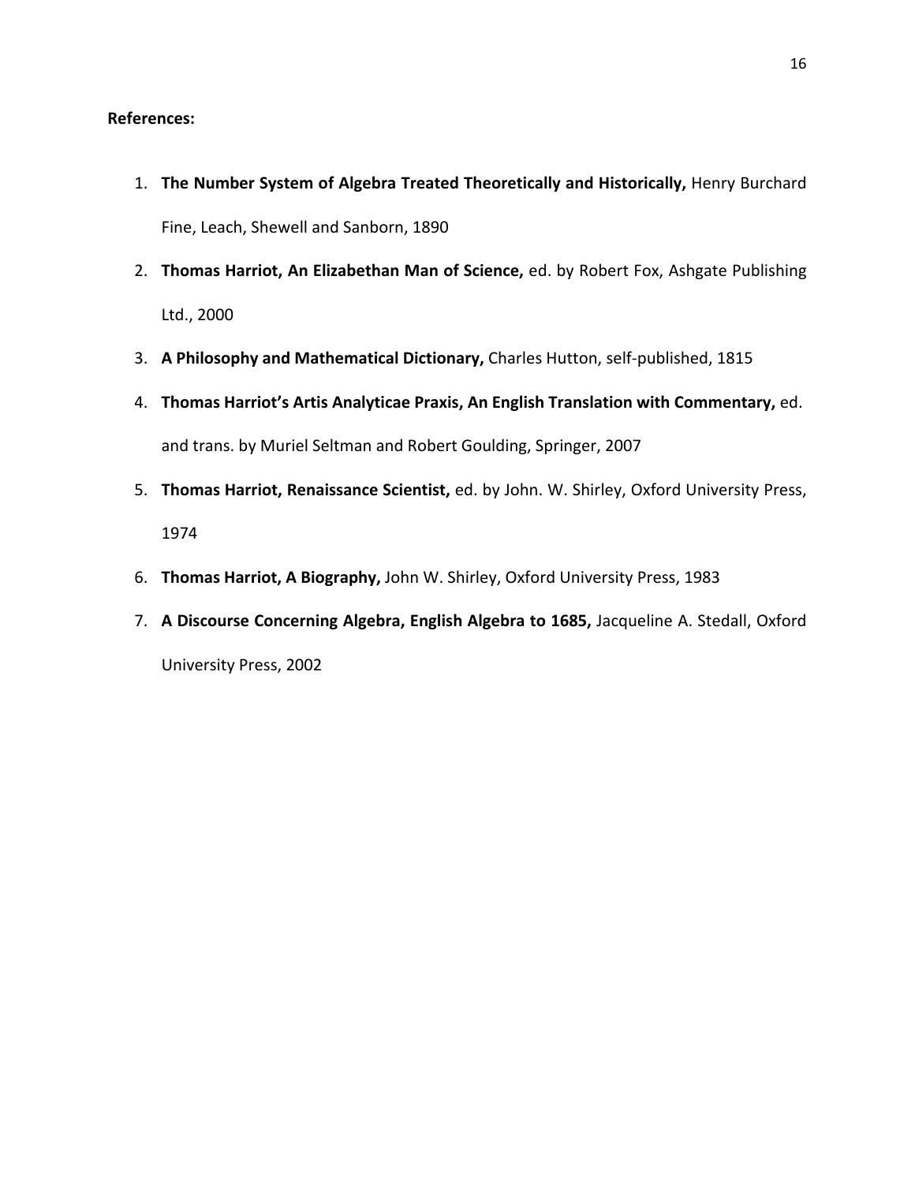**References:**

1. **The Number System of Algebra Treated Theoretically and Historically,** Henry Burchard Fine, Leach, Shewell and Sanborn, 1890
2. **Thomas Harriot, An Elizabethan Man of Science,** ed. by Robert Fox, Ashgate Publishing Ltd., 2000
3. **A Philosophy and Mathematical Dictionary,** Charles Hutton, self-published, 1815
4. **Thomas Harriot's Artis Analyticae Praxis, An English Translation with Commentary,** ed. and trans. by Muriel Seltman and Robert Goulding, Springer, 2007
5. **Thomas Harriot, Renaissance Scientist,** ed. by John. W. Shirley, Oxford University Press, 1974
6. **Thomas Harriot, A Biography,** John W. Shirley, Oxford University Press, 1983
7. **A Discourse Concerning Algebra, English Algebra to 1685,** Jacqueline A. Stedall, Oxford University Press, 2002